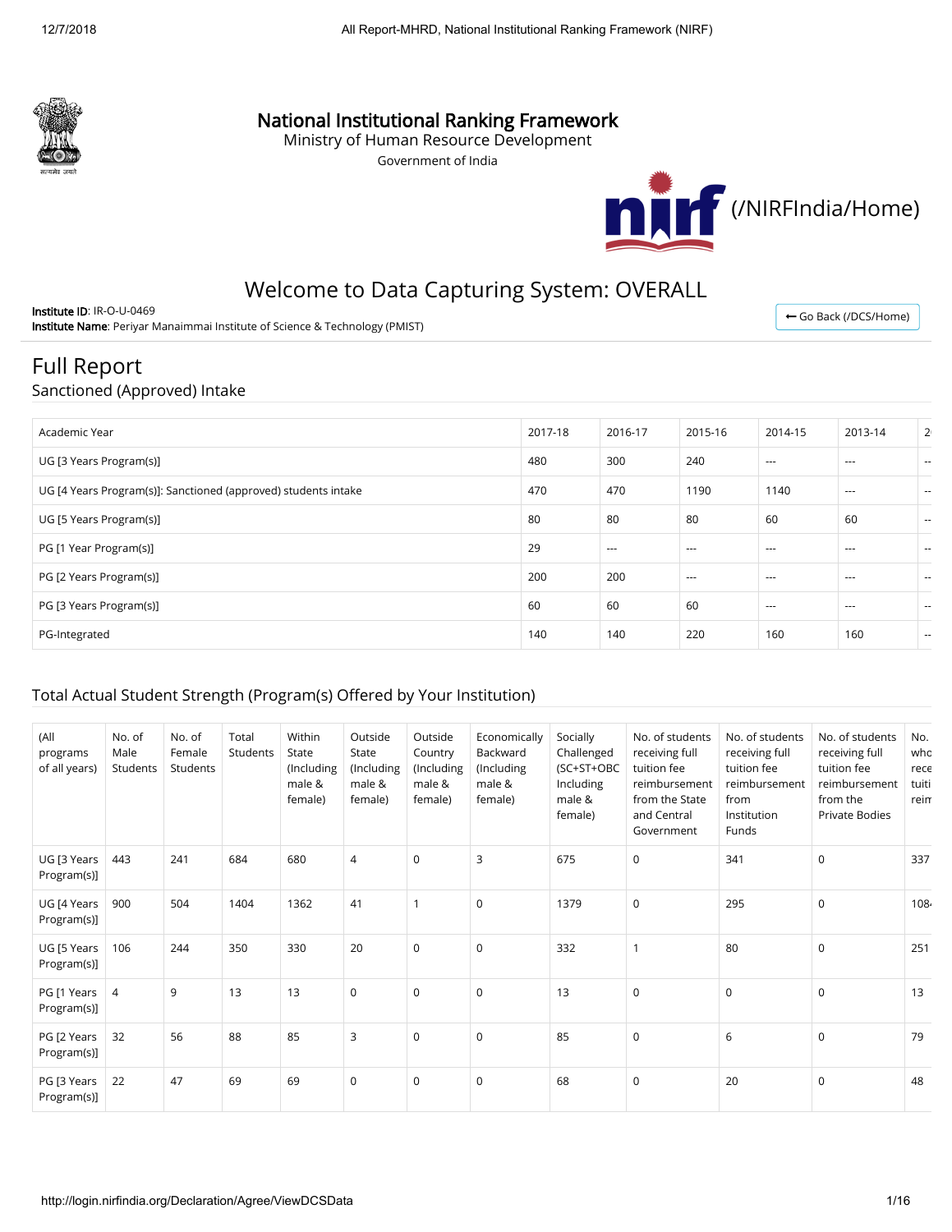# National Institutional Ranking Framework

Ministry of Human Resource Development

Government of India

(/NIRFIndia/Home)

## Welcome to Data Capturing System: OVERALL

**Institute ID**: IR-O-U-0469

**Institute Name**: Periyar Manaimmai Institute of Science & Technology (PMIST)

← Go Back (/DCS/Home)

# Full Report

## Sanctioned (Approved) Intake

| Academic Year | 2017-18 | 2016-17 | 2015-16 | 2014-15 | 2013-14 | 2 |
|---|---|---|---|---|---|---|
| UG [3 Years Program(s)] | 480 | 300 | 240 | --- | --- | -- |
| UG [4 Years Program(s)]: Sanctioned (approved) students intake | 470 | 470 | 1190 | 1140 | --- | -- |
| UG [5 Years Program(s)] | 80 | 80 | 80 | 60 | 60 | -- |
| PG [1 Year Program(s)] | 29 | --- | --- | --- | --- | -- |
| PG [2 Years Program(s)] | 200 | 200 | --- | --- | --- | -- |
| PG [3 Years Program(s)] | 60 | 60 | 60 | --- | --- | -- |
| PG-Integrated | 140 | 140 | 220 | 160 | 160 | -- |

## Total Actual Student Strength (Program(s) Offered by Your Institution)

| (All programs of all years) | No. of Male Students | No. of Female Students | Total Students | Within State (Including male & female) | Outside State (Including male & female) | Outside Country (Including male & female) | Economically Backward (Including male & female) | Socially Challenged (SC+ST+OBC Including male & female) | No. of students receiving full tuition fee reimbursement from the State and Central Government | No. of students receiving full tuition fee reimbursement from Institution Funds | No. of students receiving full tuition fee reimbursement from the Private Bodies | No. who rece tuiti reim |
|---|---|---|---|---|---|---|---|---|---|---|---|---|
| UG [3 Years Program(s)] | 443 | 241 | 684 | 680 | 4 | 0 | 3 | 675 | 0 | 341 | 0 | 337 |
| UG [4 Years Program(s)] | 900 | 504 | 1404 | 1362 | 41 | 1 | 0 | 1379 | 0 | 295 | 0 | 108 |
| UG [5 Years Program(s)] | 106 | 244 | 350 | 330 | 20 | 0 | 0 | 332 | 1 | 80 | 0 | 251 |
| PG [1 Years Program(s)] | 4 | 9 | 13 | 13 | 0 | 0 | 0 | 13 | 0 | 0 | 0 | 13 |
| PG [2 Years Program(s)] | 32 | 56 | 88 | 85 | 3 | 0 | 0 | 85 | 0 | 6 | 0 | 79 |
| PG [3 Years Program(s)] | 22 | 47 | 69 | 69 | 0 | 0 | 0 | 68 | 0 | 20 | 0 | 48 |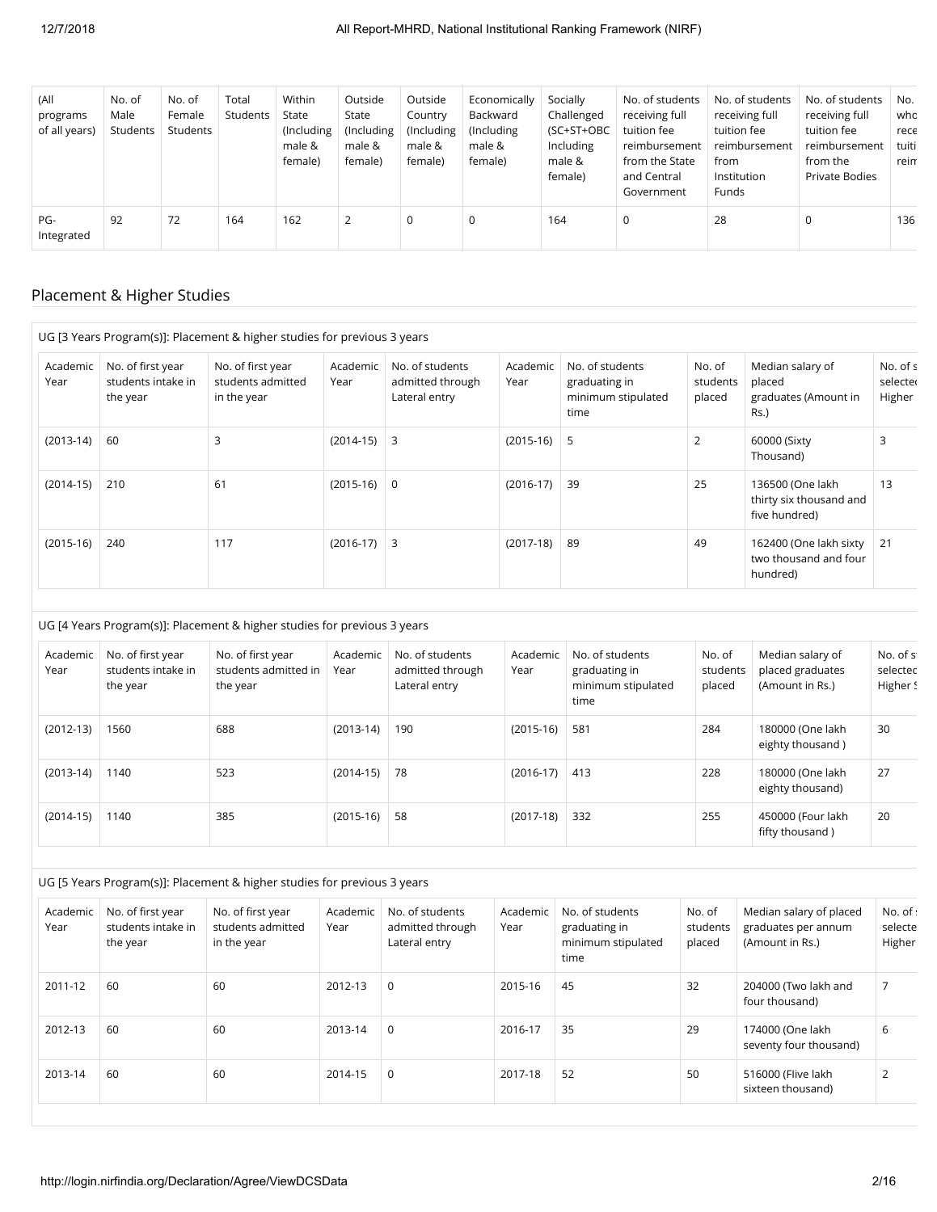| (All programs of all years) | No. of Male Students | No. of Female Students | Total Students | Within State (Including male & female) | Outside State (Including male & female) | Outside Country (Including male & female) | Economically Backward (Including male & female) | Socially Challenged (SC+ST+OBC Including male & female) | No. of students receiving full tuition fee reimbursement from the State and Central Government | No. of students receiving full tuition fee reimbursement from Institution Funds | No. of students receiving full tuition fee reimbursement from the Private Bodies | No. who rece tuiti reim |
|---|---|---|---|---|---|---|---|---|---|---|---|---|
| PG-Integrated | 92 | 72 | 164 | 162 | 2 | 0 | 0 | 164 | 0 | 28 | 0 | 136 |

## Placement & Higher Studies

UG [3 Years Program(s)]: Placement & higher studies for previous 3 years

| Academic Year | No. of first year students intake in the year | No. of first year students admitted in the year | Academic Year | No. of students admitted through Lateral entry | Academic Year | No. of students graduating in minimum stipulated time | No. of students placed | Median salary of placed graduates (Amount in Rs.) | No. of s selecte Higher |
|---|---|---|---|---|---|---|---|---|---|
| (2013-14) | 60 | 3 | (2014-15) | 3 | (2015-16) | 5 | 2 | 60000 (Sixty Thousand) | 3 |
| (2014-15) | 210 | 61 | (2015-16) | 0 | (2016-17) | 39 | 25 | 136500 (One lakh thirty six thousand and five hundred) | 13 |
| (2015-16) | 240 | 117 | (2016-17) | 3 | (2017-18) | 89 | 49 | 162400 (One lakh sixty two thousand and four hundred) | 21 |

UG [4 Years Program(s)]: Placement & higher studies for previous 3 years

| Academic Year | No. of first year students intake in the year | No. of first year students admitted in the year | Academic Year | No. of students admitted through Lateral entry | Academic Year | No. of students graduating in minimum stipulated time | No. of students placed | Median salary of placed graduates (Amount in Rs.) | No. of s selected Higher S |
|---|---|---|---|---|---|---|---|---|---|
| (2012-13) | 1560 | 688 | (2013-14) | 190 | (2015-16) | 581 | 284 | 180000 (One lakh eighty thousand ) | 30 |
| (2013-14) | 1140 | 523 | (2014-15) | 78 | (2016-17) | 413 | 228 | 180000 (One lakh eighty thousand) | 27 |
| (2014-15) | 1140 | 385 | (2015-16) | 58 | (2017-18) | 332 | 255 | 450000 (Four lakh fifty thousand ) | 20 |

UG [5 Years Program(s)]: Placement & higher studies for previous 3 years

| Academic Year | No. of first year students intake in the year | No. of first year students admitted in the year | Academic Year | No. of students admitted through Lateral entry | Academic Year | No. of students graduating in minimum stipulated time | No. of students placed | Median salary of placed graduates per annum (Amount in Rs.) | No. of selecte Higher |
|---|---|---|---|---|---|---|---|---|---|
| 2011-12 | 60 | 60 | 2012-13 | 0 | 2015-16 | 45 | 32 | 204000 (Two lakh and four thousand) | 7 |
| 2012-13 | 60 | 60 | 2013-14 | 0 | 2016-17 | 35 | 29 | 174000 (One lakh seventy four thousand) | 6 |
| 2013-14 | 60 | 60 | 2014-15 | 0 | 2017-18 | 52 | 50 | 516000 (Flive lakh sixteen thousand) | 2 |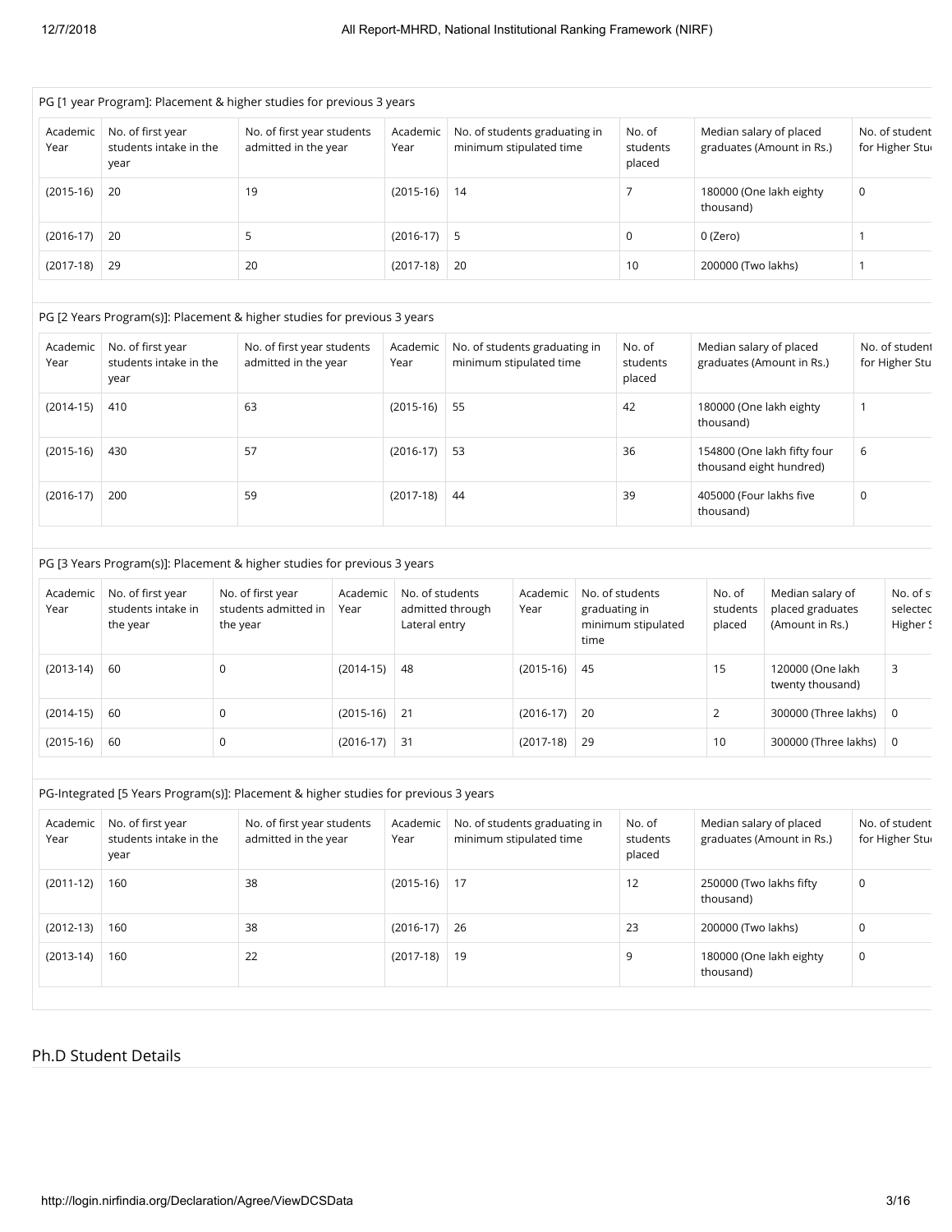PG [1 year Program]: Placement & higher studies for previous 3 years

| Academic Year | No. of first year students intake in the year | No. of first year students admitted in the year | Academic Year | No. of students graduating in minimum stipulated time | No. of students placed | Median salary of placed graduates (Amount in Rs.) | No. of student for Higher Stu |
|---|---|---|---|---|---|---|---|
| (2015-16) | 20 | 19 | (2015-16) | 14 | 7 | 180000 (One lakh eighty thousand) | 0 |
| (2016-17) | 20 | 5 | (2016-17) | 5 | 0 | 0 (Zero) | 1 |
| (2017-18) | 29 | 20 | (2017-18) | 20 | 10 | 200000 (Two lakhs) | 1 |

PG [2 Years Program(s)]: Placement & higher studies for previous 3 years

| Academic Year | No. of first year students intake in the year | No. of first year students admitted in the year | Academic Year | No. of students graduating in minimum stipulated time | No. of students placed | Median salary of placed graduates (Amount in Rs.) | No. of student for Higher Stu |
|---|---|---|---|---|---|---|---|
| (2014-15) | 410 | 63 | (2015-16) | 55 | 42 | 180000 (One lakh eighty thousand) | 1 |
| (2015-16) | 430 | 57 | (2016-17) | 53 | 36 | 154800 (One lakh fifty four thousand eight hundred) | 6 |
| (2016-17) | 200 | 59 | (2017-18) | 44 | 39 | 405000 (Four lakhs five thousand) | 0 |

PG [3 Years Program(s)]: Placement & higher studies for previous 3 years

| Academic Year | No. of first year students intake in the year | No. of first year students admitted in the year | Academic Year | No. of students admitted through Lateral entry | Academic Year | No. of students graduating in minimum stipulated time | No. of students placed | Median salary of placed graduates (Amount in Rs.) | No. of s selected Higher S |
|---|---|---|---|---|---|---|---|---|---|
| (2013-14) | 60 | 0 | (2014-15) | 48 | (2015-16) | 45 | 15 | 120000 (One lakh twenty thousand) | 3 |
| (2014-15) | 60 | 0 | (2015-16) | 21 | (2016-17) | 20 | 2 | 300000 (Three lakhs) | 0 |
| (2015-16) | 60 | 0 | (2016-17) | 31 | (2017-18) | 29 | 10 | 300000 (Three lakhs) | 0 |

PG-Integrated [5 Years Program(s)]: Placement & higher studies for previous 3 years

| Academic Year | No. of first year students intake in the year | No. of first year students admitted in the year | Academic Year | No. of students graduating in minimum stipulated time | No. of students placed | Median salary of placed graduates (Amount in Rs.) | No. of student for Higher Stu |
|---|---|---|---|---|---|---|---|
| (2011-12) | 160 | 38 | (2015-16) | 17 | 12 | 250000 (Two lakhs fifty thousand) | 0 |
| (2012-13) | 160 | 38 | (2016-17) | 26 | 23 | 200000 (Two lakhs) | 0 |
| (2013-14) | 160 | 22 | (2017-18) | 19 | 9 | 180000 (One lakh eighty thousand) | 0 |

## Ph.D Student Details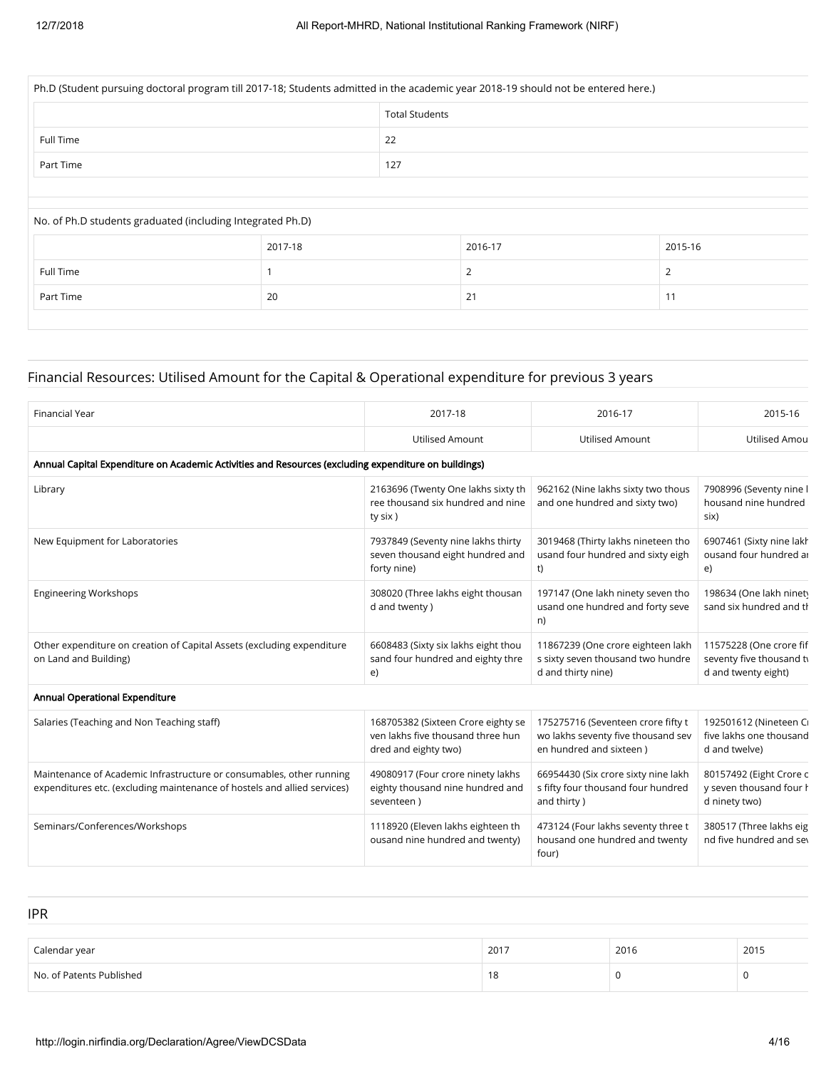Ph.D (Student pursuing doctoral program till 2017-18; Students admitted in the academic year 2018-19 should not be entered here.)

| | Total Students |
|---|---|
| Full Time | 22 |
| Part Time | 127 |

No. of Ph.D students graduated (including Integrated Ph.D)

| | 2017-18 | 2016-17 | 2015-16 |
|---|---|---|---|
| Full Time | 1 | 2 | 2 |
| Part Time | 20 | 21 | 11 |

## Financial Resources: Utilised Amount for the Capital & Operational expenditure for previous 3 years

| Financial Year | 2017-18 | 2016-17 | 2015-16 |
|---|---|---|---|
| | Utilised Amount | Utilised Amount | Utilised Amou |
| **Annual Capital Expenditure on Academic Activities and Resources (excluding expenditure on buildings)** | | | |
| Library | 2163696 (Twenty One lakhs sixty three thousand six hundred and ninety six ) | 962162 (Nine lakhs sixty two thousand one hundred and sixty two) | 7908996 (Seventy nine l housand nine hundred six) |
| New Equipment for Laboratories | 7937849 (Seventy nine lakhs thirty seven thousand eight hundred and forty nine) | 3019468 (Thirty lakhs nineteen thousand four hundred and sixty eight) | 6907461 (Sixty nine lakh ousand four hundred ar e) |
| Engineering Workshops | 308020 (Three lakhs eight thousand and twenty ) | 197147 (One lakh ninety seven thousand one hundred and forty seven) | 198634 (One lakh ninety sand six hundred and th |
| Other expenditure on creation of Capital Assets (excluding expenditure on Land and Building) | 6608483 (Sixty six lakhs eight thousand four hundred and eighty three) | 11867239 (One crore eighteen lakhs sixty seven thousand two hundred and thirty nine) | 11575228 (One crore fif seventy five thousand tv d and twenty eight) |
| **Annual Operational Expenditure** | | | |
| Salaries (Teaching and Non Teaching staff) | 168705382 (Sixteen Crore eighty seven lakhs five thousand three hundred and eighty two) | 175275716 (Seventeen crore fifty two lakhs seventy five thousand seven hundred and sixteen ) | 192501612 (Nineteen Cı five lakhs one thousand d and twelve) |
| Maintenance of Academic Infrastructure or consumables, other running expenditures etc. (excluding maintenance of hostels and allied services) | 49080917 (Four crore ninety lakhs eighty thousand nine hundred and seventeen ) | 66954430 (Six crore sixty nine lakhs fifty four thousand four hundred and thirty ) | 80157492 (Eight Crore c y seven thousand four h d ninety two) |
| Seminars/Conferences/Workshops | 1118920 (Eleven lakhs eighteen thousand nine hundred and twenty) | 473124 (Four lakhs seventy three thousand one hundred and twenty four) | 380517 (Three lakhs eig nd five hundred and sev |

## IPR

| Calendar year | 2017 | 2016 | 2015 |
|---|---|---|---|
| No. of Patents Published | 18 | 0 | 0 |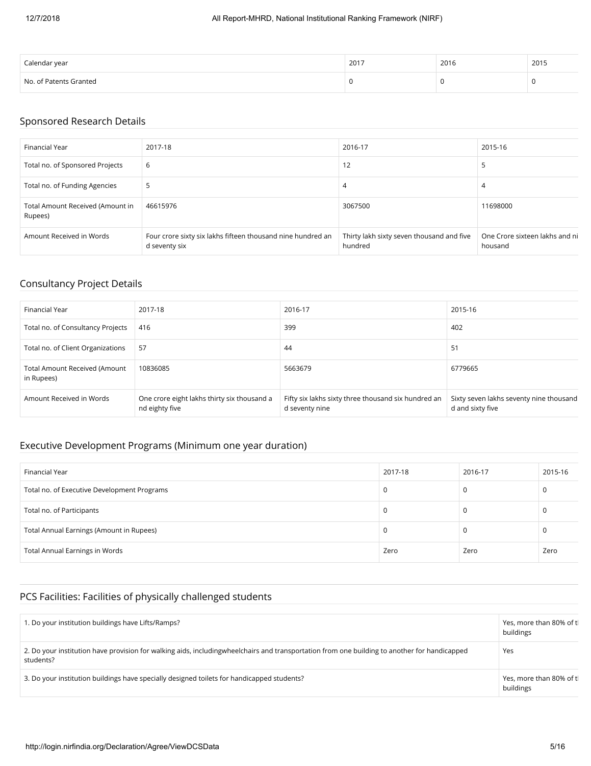| Calendar year | 2017 | 2016 | 2015 |
|---|---|---|---|
| No. of Patents Granted | 0 | 0 | 0 |

## Sponsored Research Details

| Financial Year | 2017-18 | 2016-17 | 2015-16 |
|---|---|---|---|
| Total no. of Sponsored Projects | 6 | 12 | 5 |
| Total no. of Funding Agencies | 5 | 4 | 4 |
| Total Amount Received (Amount in Rupees) | 46615976 | 3067500 | 11698000 |
| Amount Received in Words | Four crore sixty six lakhs fifteen thousand nine hundred and seventy six | Thirty lakh sixty seven thousand and five hundred | One Crore sixteen lakhs and ni housand |

## Consultancy Project Details

| Financial Year | 2017-18 | 2016-17 | 2015-16 |
|---|---|---|---|
| Total no. of Consultancy Projects | 416 | 399 | 402 |
| Total no. of Client Organizations | 57 | 44 | 51 |
| Total Amount Received (Amount in Rupees) | 10836085 | 5663679 | 6779665 |
| Amount Received in Words | One crore eight lakhs thirty six thousand and eighty five | Fifty six lakhs sixty three thousand six hundred and seventy nine | Sixty seven lakhs seventy nine thousand and sixty five |

## Executive Development Programs (Minimum one year duration)

| Financial Year | 2017-18 | 2016-17 | 2015-16 |
|---|---|---|---|
| Total no. of Executive Development Programs | 0 | 0 | 0 |
| Total no. of Participants | 0 | 0 | 0 |
| Total Annual Earnings (Amount in Rupees) | 0 | 0 | 0 |
| Total Annual Earnings in Words | Zero | Zero | Zero |

## PCS Facilities: Facilities of physically challenged students

| | |
|---|---|
| 1. Do your institution buildings have Lifts/Ramps? | Yes, more than 80% of t buildings |
| 2. Do your institution have provision for walking aids, includingwheelchairs and transportation from one building to another for handicapped students? | Yes |
| 3. Do your institution buildings have specially designed toilets for handicapped students? | Yes, more than 80% of t buildings |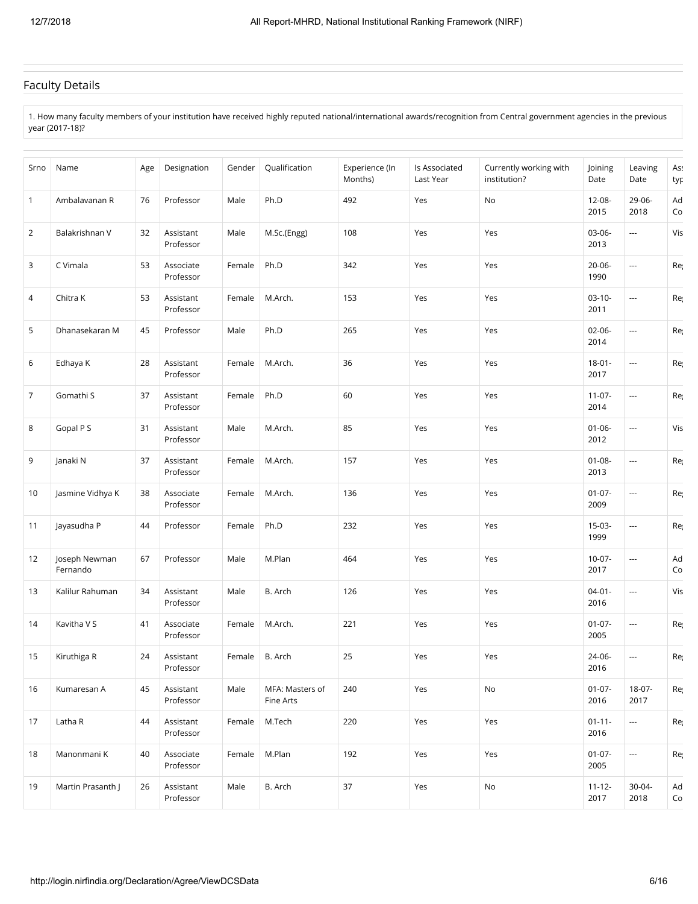## Faculty Details

1. How many faculty members of your institution have received highly reputed national/international awards/recognition from Central government agencies in the previous year (2017-18)?

| Srno | Name | Age | Designation | Gender | Qualification | Experience (In Months) | Is Associated Last Year | Currently working with institution? | Joining Date | Leaving Date | Ass typ |
|---|---|---|---|---|---|---|---|---|---|---|---|
| 1 | Ambalavanan R | 76 | Professor | Male | Ph.D | 492 | Yes | No | 12-08-2015 | 29-06-2018 | Ad Co |
| 2 | Balakrishnan V | 32 | Assistant Professor | Male | M.Sc.(Engg) | 108 | Yes | Yes | 03-06-2013 | --- | Vis |
| 3 | C Vimala | 53 | Associate Professor | Female | Ph.D | 342 | Yes | Yes | 20-06-1990 | --- | Re |
| 4 | Chitra K | 53 | Assistant Professor | Female | M.Arch. | 153 | Yes | Yes | 03-10-2011 | --- | Re |
| 5 | Dhanasekaran M | 45 | Professor | Male | Ph.D | 265 | Yes | Yes | 02-06-2014 | --- | Re |
| 6 | Edhaya K | 28 | Assistant Professor | Female | M.Arch. | 36 | Yes | Yes | 18-01-2017 | --- | Re |
| 7 | Gomathi S | 37 | Assistant Professor | Female | Ph.D | 60 | Yes | Yes | 11-07-2014 | --- | Re |
| 8 | Gopal P S | 31 | Assistant Professor | Male | M.Arch. | 85 | Yes | Yes | 01-06-2012 | --- | Vis |
| 9 | Janaki N | 37 | Assistant Professor | Female | M.Arch. | 157 | Yes | Yes | 01-08-2013 | --- | Re |
| 10 | Jasmine Vidhya K | 38 | Associate Professor | Female | M.Arch. | 136 | Yes | Yes | 01-07-2009 | --- | Re |
| 11 | Jayasudha P | 44 | Professor | Female | Ph.D | 232 | Yes | Yes | 15-03-1999 | --- | Re |
| 12 | Joseph Newman Fernando | 67 | Professor | Male | M.Plan | 464 | Yes | Yes | 10-07-2017 | --- | Ad Co |
| 13 | Kalilur Rahuman | 34 | Assistant Professor | Male | B. Arch | 126 | Yes | Yes | 04-01-2016 | --- | Vis |
| 14 | Kavitha V S | 41 | Associate Professor | Female | M.Arch. | 221 | Yes | Yes | 01-07-2005 | --- | Re |
| 15 | Kiruthiga R | 24 | Assistant Professor | Female | B. Arch | 25 | Yes | Yes | 24-06-2016 | --- | Re |
| 16 | Kumaresan A | 45 | Assistant Professor | Male | MFA: Masters of Fine Arts | 240 | Yes | No | 01-07-2016 | 18-07-2017 | Re |
| 17 | Latha R | 44 | Assistant Professor | Female | M.Tech | 220 | Yes | Yes | 01-11-2016 | --- | Re |
| 18 | Manonmani K | 40 | Associate Professor | Female | M.Plan | 192 | Yes | Yes | 01-07-2005 | --- | Re |
| 19 | Martin Prasanth J | 26 | Assistant Professor | Male | B. Arch | 37 | Yes | No | 11-12-2017 | 30-04-2018 | Ad Co |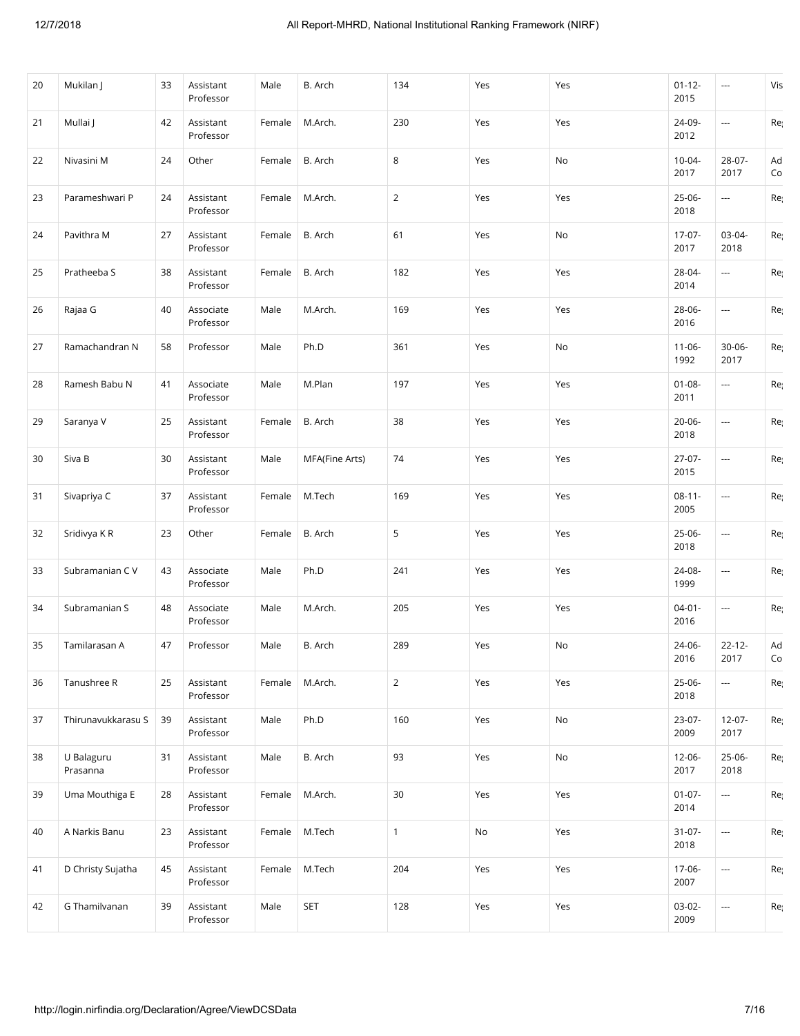| 20 | Mukilan J | 33 | Assistant Professor | Male | B. Arch | 134 | Yes | Yes | 01-12-2015 | --- | Vis |
|---|---|---|---|---|---|---|---|---|---|---|---|
| 21 | Mullai J | 42 | Assistant Professor | Female | M.Arch. | 230 | Yes | Yes | 24-09-2012 | --- | Re |
| 22 | Nivasini M | 24 | Other | Female | B. Arch | 8 | Yes | No | 10-04-2017 | 28-07-2017 | Ad Co |
| 23 | Parameshwari P | 24 | Assistant Professor | Female | M.Arch. | 2 | Yes | Yes | 25-06-2018 | --- | Re |
| 24 | Pavithra M | 27 | Assistant Professor | Female | B. Arch | 61 | Yes | No | 17-07-2017 | 03-04-2018 | Re |
| 25 | Pratheeba S | 38 | Assistant Professor | Female | B. Arch | 182 | Yes | Yes | 28-04-2014 | --- | Re |
| 26 | Rajaa G | 40 | Associate Professor | Male | M.Arch. | 169 | Yes | Yes | 28-06-2016 | --- | Re |
| 27 | Ramachandran N | 58 | Professor | Male | Ph.D | 361 | Yes | No | 11-06-1992 | 30-06-2017 | Re |
| 28 | Ramesh Babu N | 41 | Associate Professor | Male | M.Plan | 197 | Yes | Yes | 01-08-2011 | --- | Re |
| 29 | Saranya V | 25 | Assistant Professor | Female | B. Arch | 38 | Yes | Yes | 20-06-2018 | --- | Re |
| 30 | Siva B | 30 | Assistant Professor | Male | MFA(Fine Arts) | 74 | Yes | Yes | 27-07-2015 | --- | Re |
| 31 | Sivapriya C | 37 | Assistant Professor | Female | M.Tech | 169 | Yes | Yes | 08-11-2005 | --- | Re |
| 32 | Sridivya K R | 23 | Other | Female | B. Arch | 5 | Yes | Yes | 25-06-2018 | --- | Re |
| 33 | Subramanian C V | 43 | Associate Professor | Male | Ph.D | 241 | Yes | Yes | 24-08-1999 | --- | Re |
| 34 | Subramanian S | 48 | Associate Professor | Male | M.Arch. | 205 | Yes | Yes | 04-01-2016 | --- | Re |
| 35 | Tamilarasan A | 47 | Professor | Male | B. Arch | 289 | Yes | No | 24-06-2016 | 22-12-2017 | Ad Co |
| 36 | Tanushree R | 25 | Assistant Professor | Female | M.Arch. | 2 | Yes | Yes | 25-06-2018 | --- | Re |
| 37 | Thirunavukkarasu S | 39 | Assistant Professor | Male | Ph.D | 160 | Yes | No | 23-07-2009 | 12-07-2017 | Re |
| 38 | U Balaguru Prasanna | 31 | Assistant Professor | Male | B. Arch | 93 | Yes | No | 12-06-2017 | 25-06-2018 | Re |
| 39 | Uma Mouthiga E | 28 | Assistant Professor | Female | M.Arch. | 30 | Yes | Yes | 01-07-2014 | --- | Re |
| 40 | A Narkis Banu | 23 | Assistant Professor | Female | M.Tech | 1 | No | Yes | 31-07-2018 | --- | Re |
| 41 | D Christy Sujatha | 45 | Assistant Professor | Female | M.Tech | 204 | Yes | Yes | 17-06-2007 | --- | Re |
| 42 | G Thamilvanan | 39 | Assistant Professor | Male | SET | 128 | Yes | Yes | 03-02-2009 | --- | Re |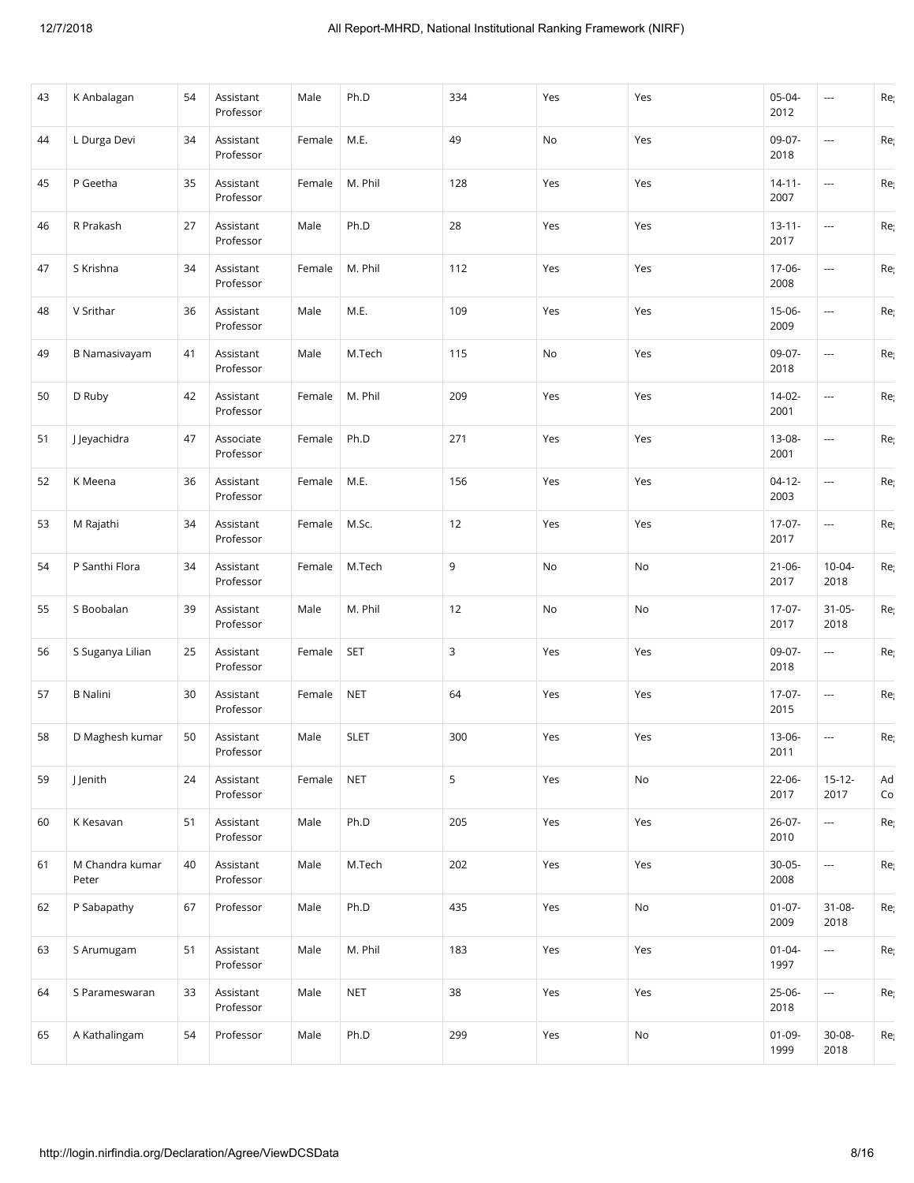| 43 | K Anbalagan | 54 | Assistant Professor | Male | Ph.D | 334 | Yes | Yes | 05-04-2012 | --- | Re |
|---|---|---|---|---|---|---|---|---|---|---|---|
| 44 | L Durga Devi | 34 | Assistant Professor | Female | M.E. | 49 | No | Yes | 09-07-2018 | --- | Re |
| 45 | P Geetha | 35 | Assistant Professor | Female | M. Phil | 128 | Yes | Yes | 14-11-2007 | --- | Re |
| 46 | R Prakash | 27 | Assistant Professor | Male | Ph.D | 28 | Yes | Yes | 13-11-2017 | --- | Re |
| 47 | S Krishna | 34 | Assistant Professor | Female | M. Phil | 112 | Yes | Yes | 17-06-2008 | --- | Re |
| 48 | V Srithar | 36 | Assistant Professor | Male | M.E. | 109 | Yes | Yes | 15-06-2009 | --- | Re |
| 49 | B Namasivayam | 41 | Assistant Professor | Male | M.Tech | 115 | No | Yes | 09-07-2018 | --- | Re |
| 50 | D Ruby | 42 | Assistant Professor | Female | M. Phil | 209 | Yes | Yes | 14-02-2001 | --- | Re |
| 51 | J Jeyachidra | 47 | Associate Professor | Female | Ph.D | 271 | Yes | Yes | 13-08-2001 | --- | Re |
| 52 | K Meena | 36 | Assistant Professor | Female | M.E. | 156 | Yes | Yes | 04-12-2003 | --- | Re |
| 53 | M Rajathi | 34 | Assistant Professor | Female | M.Sc. | 12 | Yes | Yes | 17-07-2017 | --- | Re |
| 54 | P Santhi Flora | 34 | Assistant Professor | Female | M.Tech | 9 | No | No | 21-06-2017 | 10-04-2018 | Re |
| 55 | S Boobalan | 39 | Assistant Professor | Male | M. Phil | 12 | No | No | 17-07-2017 | 31-05-2018 | Re |
| 56 | S Suganya Lilian | 25 | Assistant Professor | Female | SET | 3 | Yes | Yes | 09-07-2018 | --- | Re |
| 57 | B Nalini | 30 | Assistant Professor | Female | NET | 64 | Yes | Yes | 17-07-2015 | --- | Re |
| 58 | D Maghesh kumar | 50 | Assistant Professor | Male | SLET | 300 | Yes | Yes | 13-06-2011 | --- | Re |
| 59 | J Jenith | 24 | Assistant Professor | Female | NET | 5 | Yes | No | 22-06-2017 | 15-12-2017 | Ad Co |
| 60 | K Kesavan | 51 | Assistant Professor | Male | Ph.D | 205 | Yes | Yes | 26-07-2010 | --- | Re |
| 61 | M Chandra kumar Peter | 40 | Assistant Professor | Male | M.Tech | 202 | Yes | Yes | 30-05-2008 | --- | Re |
| 62 | P Sabapathy | 67 | Professor | Male | Ph.D | 435 | Yes | No | 01-07-2009 | 31-08-2018 | Re |
| 63 | S Arumugam | 51 | Assistant Professor | Male | M. Phil | 183 | Yes | Yes | 01-04-1997 | --- | Re |
| 64 | S Parameswaran | 33 | Assistant Professor | Male | NET | 38 | Yes | Yes | 25-06-2018 | --- | Re |
| 65 | A Kathalingam | 54 | Professor | Male | Ph.D | 299 | Yes | No | 01-09-1999 | 30-08-2018 | Re |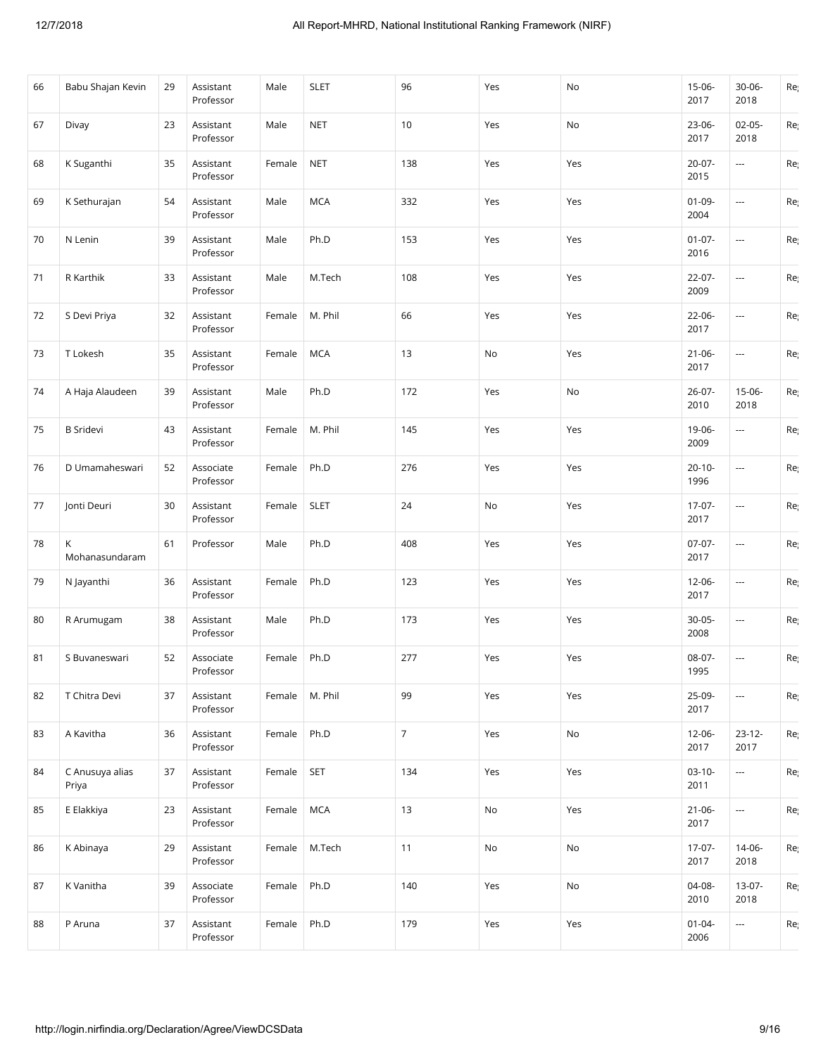| 66 | Babu Shajan Kevin | 29 | Assistant Professor | Male | SLET | 96 | Yes | No | 15-06-2017 | 30-06-2018 | Re |
|---|---|---|---|---|---|---|---|---|---|---|---|
| 67 | Divay | 23 | Assistant Professor | Male | NET | 10 | Yes | No | 23-06-2017 | 02-05-2018 | Re |
| 68 | K Suganthi | 35 | Assistant Professor | Female | NET | 138 | Yes | Yes | 20-07-2015 | --- | Re |
| 69 | K Sethurajan | 54 | Assistant Professor | Male | MCA | 332 | Yes | Yes | 01-09-2004 | --- | Re |
| 70 | N Lenin | 39 | Assistant Professor | Male | Ph.D | 153 | Yes | Yes | 01-07-2016 | --- | Re |
| 71 | R Karthik | 33 | Assistant Professor | Male | M.Tech | 108 | Yes | Yes | 22-07-2009 | --- | Re |
| 72 | S Devi Priya | 32 | Assistant Professor | Female | M. Phil | 66 | Yes | Yes | 22-06-2017 | --- | Re |
| 73 | T Lokesh | 35 | Assistant Professor | Female | MCA | 13 | No | Yes | 21-06-2017 | --- | Re |
| 74 | A Haja Alaudeen | 39 | Assistant Professor | Male | Ph.D | 172 | Yes | No | 26-07-2010 | 15-06-2018 | Re |
| 75 | B Sridevi | 43 | Assistant Professor | Female | M. Phil | 145 | Yes | Yes | 19-06-2009 | --- | Re |
| 76 | D Umamaheswari | 52 | Associate Professor | Female | Ph.D | 276 | Yes | Yes | 20-10-1996 | --- | Re |
| 77 | Jonti Deuri | 30 | Assistant Professor | Female | SLET | 24 | No | Yes | 17-07-2017 | --- | Re |
| 78 | K Mohanasundaram | 61 | Professor | Male | Ph.D | 408 | Yes | Yes | 07-07-2017 | --- | Re |
| 79 | N Jayanthi | 36 | Assistant Professor | Female | Ph.D | 123 | Yes | Yes | 12-06-2017 | --- | Re |
| 80 | R Arumugam | 38 | Assistant Professor | Male | Ph.D | 173 | Yes | Yes | 30-05-2008 | --- | Re |
| 81 | S Buvaneswari | 52 | Associate Professor | Female | Ph.D | 277 | Yes | Yes | 08-07-1995 | --- | Re |
| 82 | T Chitra Devi | 37 | Assistant Professor | Female | M. Phil | 99 | Yes | Yes | 25-09-2017 | --- | Re |
| 83 | A Kavitha | 36 | Assistant Professor | Female | Ph.D | 7 | Yes | No | 12-06-2017 | 23-12-2017 | Re |
| 84 | C Anusuya alias Priya | 37 | Assistant Professor | Female | SET | 134 | Yes | Yes | 03-10-2011 | --- | Re |
| 85 | E Elakkiya | 23 | Assistant Professor | Female | MCA | 13 | No | Yes | 21-06-2017 | --- | Re |
| 86 | K Abinaya | 29 | Assistant Professor | Female | M.Tech | 11 | No | No | 17-07-2017 | 14-06-2018 | Re |
| 87 | K Vanitha | 39 | Associate Professor | Female | Ph.D | 140 | Yes | No | 04-08-2010 | 13-07-2018 | Re |
| 88 | P Aruna | 37 | Assistant Professor | Female | Ph.D | 179 | Yes | Yes | 01-04-2006 | --- | Re |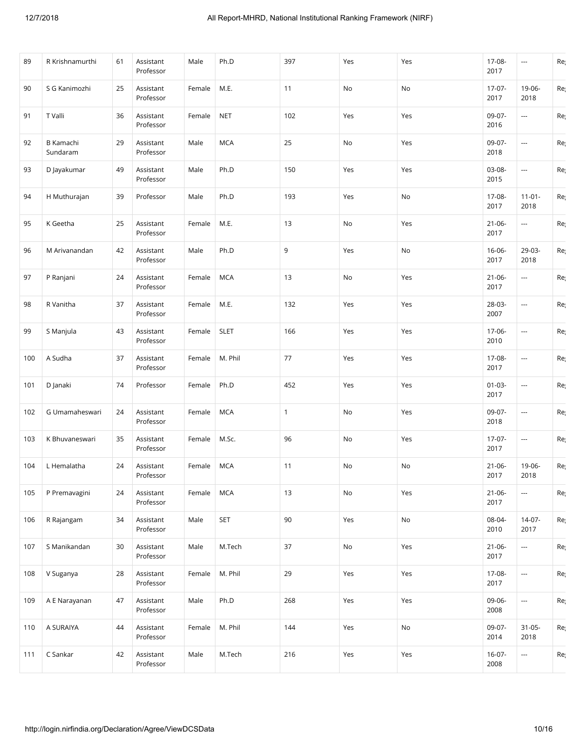| 89 | R Krishnamurthi | 61 | Assistant Professor | Male | Ph.D | 397 | Yes | Yes | 17-08-2017 | --- | Re |
|---|---|---|---|---|---|---|---|---|---|---|---|
| 90 | S G Kanimozhi | 25 | Assistant Professor | Female | M.E. | 11 | No | No | 17-07-2017 | 19-06-2018 | Re |
| 91 | T Valli | 36 | Assistant Professor | Female | NET | 102 | Yes | Yes | 09-07-2016 | --- | Re |
| 92 | B Kamachi Sundaram | 29 | Assistant Professor | Male | MCA | 25 | No | Yes | 09-07-2018 | --- | Re |
| 93 | D Jayakumar | 49 | Assistant Professor | Male | Ph.D | 150 | Yes | Yes | 03-08-2015 | --- | Re |
| 94 | H Muthurajan | 39 | Professor | Male | Ph.D | 193 | Yes | No | 17-08-2017 | 11-01-2018 | Re |
| 95 | K Geetha | 25 | Assistant Professor | Female | M.E. | 13 | No | Yes | 21-06-2017 | --- | Re |
| 96 | M Arivanandan | 42 | Assistant Professor | Male | Ph.D | 9 | Yes | No | 16-06-2017 | 29-03-2018 | Re |
| 97 | P Ranjani | 24 | Assistant Professor | Female | MCA | 13 | No | Yes | 21-06-2017 | --- | Re |
| 98 | R Vanitha | 37 | Assistant Professor | Female | M.E. | 132 | Yes | Yes | 28-03-2007 | --- | Re |
| 99 | S Manjula | 43 | Assistant Professor | Female | SLET | 166 | Yes | Yes | 17-06-2010 | --- | Re |
| 100 | A Sudha | 37 | Assistant Professor | Female | M. Phil | 77 | Yes | Yes | 17-08-2017 | --- | Re |
| 101 | D Janaki | 74 | Professor | Female | Ph.D | 452 | Yes | Yes | 01-03-2017 | --- | Re |
| 102 | G Umamaheswari | 24 | Assistant Professor | Female | MCA | 1 | No | Yes | 09-07-2018 | --- | Re |
| 103 | K Bhuvaneswari | 35 | Assistant Professor | Female | M.Sc. | 96 | No | Yes | 17-07-2017 | --- | Re |
| 104 | L Hemalatha | 24 | Assistant Professor | Female | MCA | 11 | No | No | 21-06-2017 | 19-06-2018 | Re |
| 105 | P Premavagini | 24 | Assistant Professor | Female | MCA | 13 | No | Yes | 21-06-2017 | --- | Re |
| 106 | R Rajangam | 34 | Assistant Professor | Male | SET | 90 | Yes | No | 08-04-2010 | 14-07-2017 | Re |
| 107 | S Manikandan | 30 | Assistant Professor | Male | M.Tech | 37 | No | Yes | 21-06-2017 | --- | Re |
| 108 | V Suganya | 28 | Assistant Professor | Female | M. Phil | 29 | Yes | Yes | 17-08-2017 | --- | Re |
| 109 | A E Narayanan | 47 | Assistant Professor | Male | Ph.D | 268 | Yes | Yes | 09-06-2008 | --- | Re |
| 110 | A SURAIYA | 44 | Assistant Professor | Female | M. Phil | 144 | Yes | No | 09-07-2014 | 31-05-2018 | Re |
| 111 | C Sankar | 42 | Assistant Professor | Male | M.Tech | 216 | Yes | Yes | 16-07-2008 | --- | Re |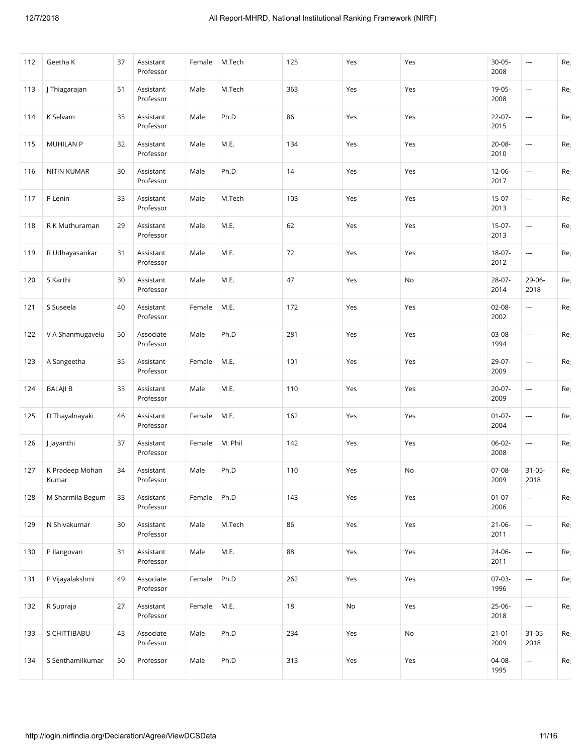| 112 | Geetha K | 37 | Assistant Professor | Female | M.Tech | 125 | Yes | Yes | 30-05-2008 | --- | Re |
|---|---|---|---|---|---|---|---|---|---|---|---|
| 113 | J Thiagarajan | 51 | Assistant Professor | Male | M.Tech | 363 | Yes | Yes | 19-05-2008 | --- | Re |
| 114 | K Selvam | 35 | Assistant Professor | Male | Ph.D | 86 | Yes | Yes | 22-07-2015 | --- | Re |
| 115 | MUHILAN P | 32 | Assistant Professor | Male | M.E. | 134 | Yes | Yes | 20-08-2010 | --- | Re |
| 116 | NITIN KUMAR | 30 | Assistant Professor | Male | Ph.D | 14 | Yes | Yes | 12-06-2017 | --- | Re |
| 117 | P Lenin | 33 | Assistant Professor | Male | M.Tech | 103 | Yes | Yes | 15-07-2013 | --- | Re |
| 118 | R K Muthuraman | 29 | Assistant Professor | Male | M.E. | 62 | Yes | Yes | 15-07-2013 | --- | Re |
| 119 | R Udhayasankar | 31 | Assistant Professor | Male | M.E. | 72 | Yes | Yes | 18-07-2012 | --- | Re |
| 120 | S Karthi | 30 | Assistant Professor | Male | M.E. | 47 | Yes | No | 28-07-2014 | 29-06-2018 | Re |
| 121 | S Suseela | 40 | Assistant Professor | Female | M.E. | 172 | Yes | Yes | 02-08-2002 | --- | Re |
| 122 | V A Shanmugavelu | 50 | Associate Professor | Male | Ph.D | 281 | Yes | Yes | 03-08-1994 | --- | Re |
| 123 | A Sangeetha | 35 | Assistant Professor | Female | M.E. | 101 | Yes | Yes | 29-07-2009 | --- | Re |
| 124 | BALAJI B | 35 | Assistant Professor | Male | M.E. | 110 | Yes | Yes | 20-07-2009 | --- | Re |
| 125 | D Thayalnayaki | 46 | Assistant Professor | Female | M.E. | 162 | Yes | Yes | 01-07-2004 | --- | Re |
| 126 | J Jayanthi | 37 | Assistant Professor | Female | M. Phil | 142 | Yes | Yes | 06-02-2008 | --- | Re |
| 127 | K Pradeep Mohan Kumar | 34 | Assistant Professor | Male | Ph.D | 110 | Yes | No | 07-08-2009 | 31-05-2018 | Re |
| 128 | M Sharmila Begum | 33 | Assistant Professor | Female | Ph.D | 143 | Yes | Yes | 01-07-2006 | --- | Re |
| 129 | N Shivakumar | 30 | Assistant Professor | Male | M.Tech | 86 | Yes | Yes | 21-06-2011 | --- | Re |
| 130 | P Ilangovan | 31 | Assistant Professor | Male | M.E. | 88 | Yes | Yes | 24-06-2011 | --- | Re |
| 131 | P Vijayalakshmi | 49 | Associate Professor | Female | Ph.D | 262 | Yes | Yes | 07-03-1996 | --- | Re |
| 132 | R Supraja | 27 | Assistant Professor | Female | M.E. | 18 | No | Yes | 25-06-2018 | --- | Re |
| 133 | S CHITTIBABU | 43 | Associate Professor | Male | Ph.D | 234 | Yes | No | 21-01-2009 | 31-05-2018 | Re |
| 134 | S Senthamilkumar | 50 | Professor | Male | Ph.D | 313 | Yes | Yes | 04-08-1995 | --- | Re |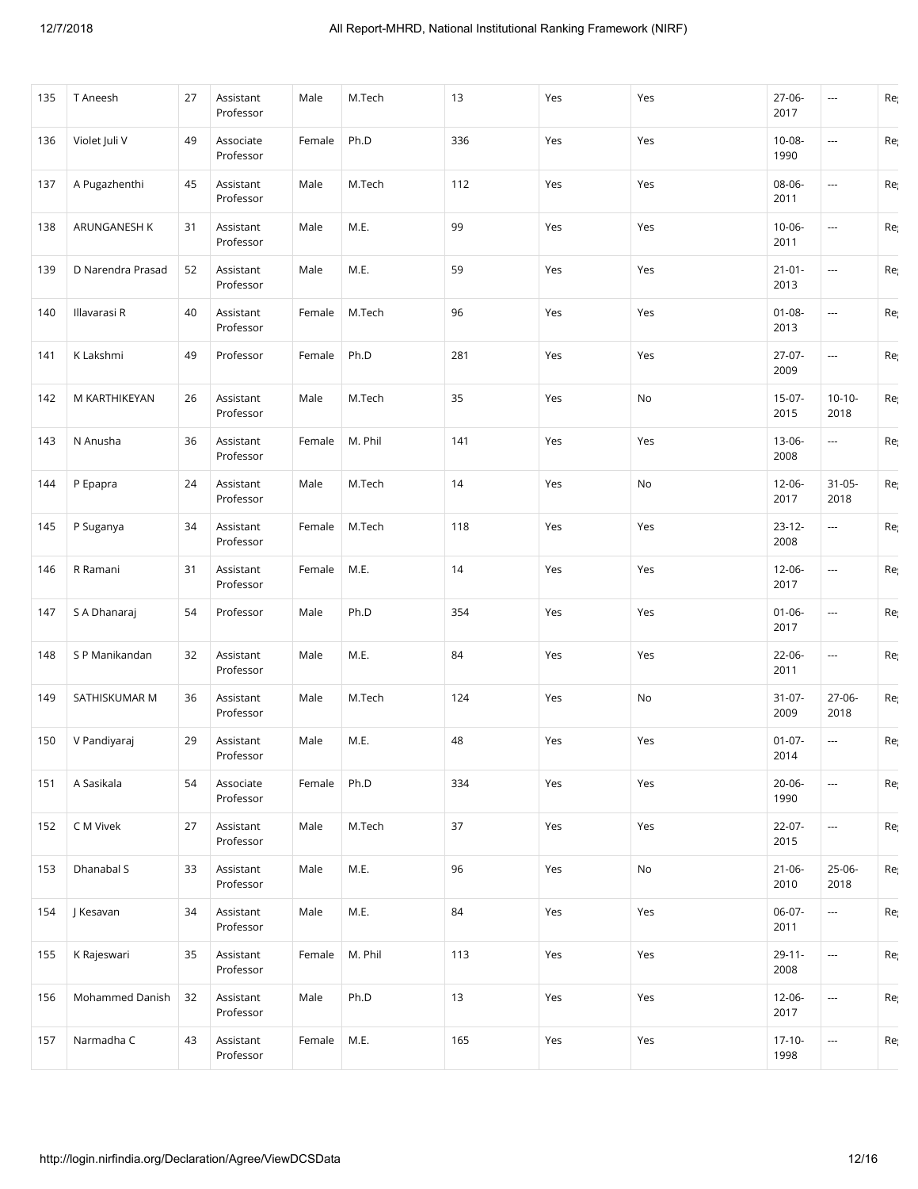| 135 | T Aneesh | 27 | Assistant Professor | Male | M.Tech | 13 | Yes | Yes | 27-06-2017 | --- | Re |
|---|---|---|---|---|---|---|---|---|---|---|---|
| 136 | Violet Juli V | 49 | Associate Professor | Female | Ph.D | 336 | Yes | Yes | 10-08-1990 | --- | Re |
| 137 | A Pugazhenthi | 45 | Assistant Professor | Male | M.Tech | 112 | Yes | Yes | 08-06-2011 | --- | Re |
| 138 | ARUNGANESH K | 31 | Assistant Professor | Male | M.E. | 99 | Yes | Yes | 10-06-2011 | --- | Re |
| 139 | D Narendra Prasad | 52 | Assistant Professor | Male | M.E. | 59 | Yes | Yes | 21-01-2013 | --- | Re |
| 140 | Illavarasi R | 40 | Assistant Professor | Female | M.Tech | 96 | Yes | Yes | 01-08-2013 | --- | Re |
| 141 | K Lakshmi | 49 | Professor | Female | Ph.D | 281 | Yes | Yes | 27-07-2009 | --- | Re |
| 142 | M KARTHIKEYAN | 26 | Assistant Professor | Male | M.Tech | 35 | Yes | No | 15-07-2015 | 10-10-2018 | Re |
| 143 | N Anusha | 36 | Assistant Professor | Female | M. Phil | 141 | Yes | Yes | 13-06-2008 | --- | Re |
| 144 | P Epapra | 24 | Assistant Professor | Male | M.Tech | 14 | Yes | No | 12-06-2017 | 31-05-2018 | Re |
| 145 | P Suganya | 34 | Assistant Professor | Female | M.Tech | 118 | Yes | Yes | 23-12-2008 | --- | Re |
| 146 | R Ramani | 31 | Assistant Professor | Female | M.E. | 14 | Yes | Yes | 12-06-2017 | --- | Re |
| 147 | S A Dhanaraj | 54 | Professor | Male | Ph.D | 354 | Yes | Yes | 01-06-2017 | --- | Re |
| 148 | S P Manikandan | 32 | Assistant Professor | Male | M.E. | 84 | Yes | Yes | 22-06-2011 | --- | Re |
| 149 | SATHISKUMAR M | 36 | Assistant Professor | Male | M.Tech | 124 | Yes | No | 31-07-2009 | 27-06-2018 | Re |
| 150 | V Pandiyaraj | 29 | Assistant Professor | Male | M.E. | 48 | Yes | Yes | 01-07-2014 | --- | Re |
| 151 | A Sasikala | 54 | Associate Professor | Female | Ph.D | 334 | Yes | Yes | 20-06-1990 | --- | Re |
| 152 | C M Vivek | 27 | Assistant Professor | Male | M.Tech | 37 | Yes | Yes | 22-07-2015 | --- | Re |
| 153 | Dhanabal S | 33 | Assistant Professor | Male | M.E. | 96 | Yes | No | 21-06-2010 | 25-06-2018 | Re |
| 154 | J Kesavan | 34 | Assistant Professor | Male | M.E. | 84 | Yes | Yes | 06-07-2011 | --- | Re |
| 155 | K Rajeswari | 35 | Assistant Professor | Female | M. Phil | 113 | Yes | Yes | 29-11-2008 | --- | Re |
| 156 | Mohammed Danish | 32 | Assistant Professor | Male | Ph.D | 13 | Yes | Yes | 12-06-2017 | --- | Re |
| 157 | Narmadha C | 43 | Assistant Professor | Female | M.E. | 165 | Yes | Yes | 17-10-1998 | --- | Re |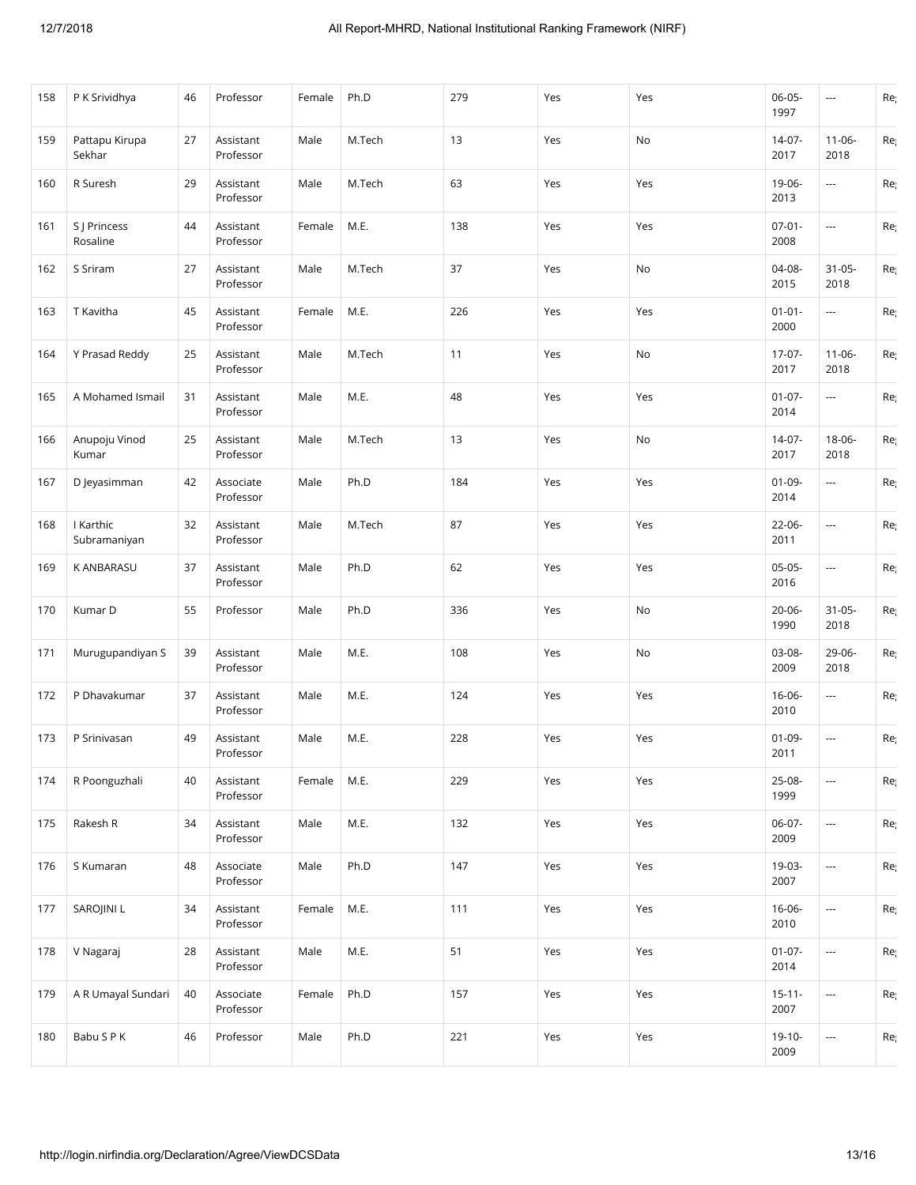| 158 | P K Srividhya | 46 | Professor | Female | Ph.D | 279 | Yes | Yes | 06-05-1997 | --- | Re |
|---|---|---|---|---|---|---|---|---|---|---|---|
| 159 | Pattapu Kirupa Sekhar | 27 | Assistant Professor | Male | M.Tech | 13 | Yes | No | 14-07-2017 | 11-06-2018 | Re |
| 160 | R Suresh | 29 | Assistant Professor | Male | M.Tech | 63 | Yes | Yes | 19-06-2013 | --- | Re |
| 161 | S J Princess Rosaline | 44 | Assistant Professor | Female | M.E. | 138 | Yes | Yes | 07-01-2008 | --- | Re |
| 162 | S Sriram | 27 | Assistant Professor | Male | M.Tech | 37 | Yes | No | 04-08-2015 | 31-05-2018 | Re |
| 163 | T Kavitha | 45 | Assistant Professor | Female | M.E. | 226 | Yes | Yes | 01-01-2000 | --- | Re |
| 164 | Y Prasad Reddy | 25 | Assistant Professor | Male | M.Tech | 11 | Yes | No | 17-07-2017 | 11-06-2018 | Re |
| 165 | A Mohamed Ismail | 31 | Assistant Professor | Male | M.E. | 48 | Yes | Yes | 01-07-2014 | --- | Re |
| 166 | Anupoju Vinod Kumar | 25 | Assistant Professor | Male | M.Tech | 13 | Yes | No | 14-07-2017 | 18-06-2018 | Re |
| 167 | D Jeyasimman | 42 | Associate Professor | Male | Ph.D | 184 | Yes | Yes | 01-09-2014 | --- | Re |
| 168 | I Karthic Subramaniyan | 32 | Assistant Professor | Male | M.Tech | 87 | Yes | Yes | 22-06-2011 | --- | Re |
| 169 | K ANBARASU | 37 | Assistant Professor | Male | Ph.D | 62 | Yes | Yes | 05-05-2016 | --- | Re |
| 170 | Kumar D | 55 | Professor | Male | Ph.D | 336 | Yes | No | 20-06-1990 | 31-05-2018 | Re |
| 171 | Murugupandiyan S | 39 | Assistant Professor | Male | M.E. | 108 | Yes | No | 03-08-2009 | 29-06-2018 | Re |
| 172 | P Dhavakumar | 37 | Assistant Professor | Male | M.E. | 124 | Yes | Yes | 16-06-2010 | --- | Re |
| 173 | P Srinivasan | 49 | Assistant Professor | Male | M.E. | 228 | Yes | Yes | 01-09-2011 | --- | Re |
| 174 | R Poonguzhali | 40 | Assistant Professor | Female | M.E. | 229 | Yes | Yes | 25-08-1999 | --- | Re |
| 175 | Rakesh R | 34 | Assistant Professor | Male | M.E. | 132 | Yes | Yes | 06-07-2009 | --- | Re |
| 176 | S Kumaran | 48 | Associate Professor | Male | Ph.D | 147 | Yes | Yes | 19-03-2007 | --- | Re |
| 177 | SAROJINI L | 34 | Assistant Professor | Female | M.E. | 111 | Yes | Yes | 16-06-2010 | --- | Re |
| 178 | V Nagaraj | 28 | Assistant Professor | Male | M.E. | 51 | Yes | Yes | 01-07-2014 | --- | Re |
| 179 | A R Umayal Sundari | 40 | Associate Professor | Female | Ph.D | 157 | Yes | Yes | 15-11-2007 | --- | Re |
| 180 | Babu S P K | 46 | Professor | Male | Ph.D | 221 | Yes | Yes | 19-10-2009 | --- | Re |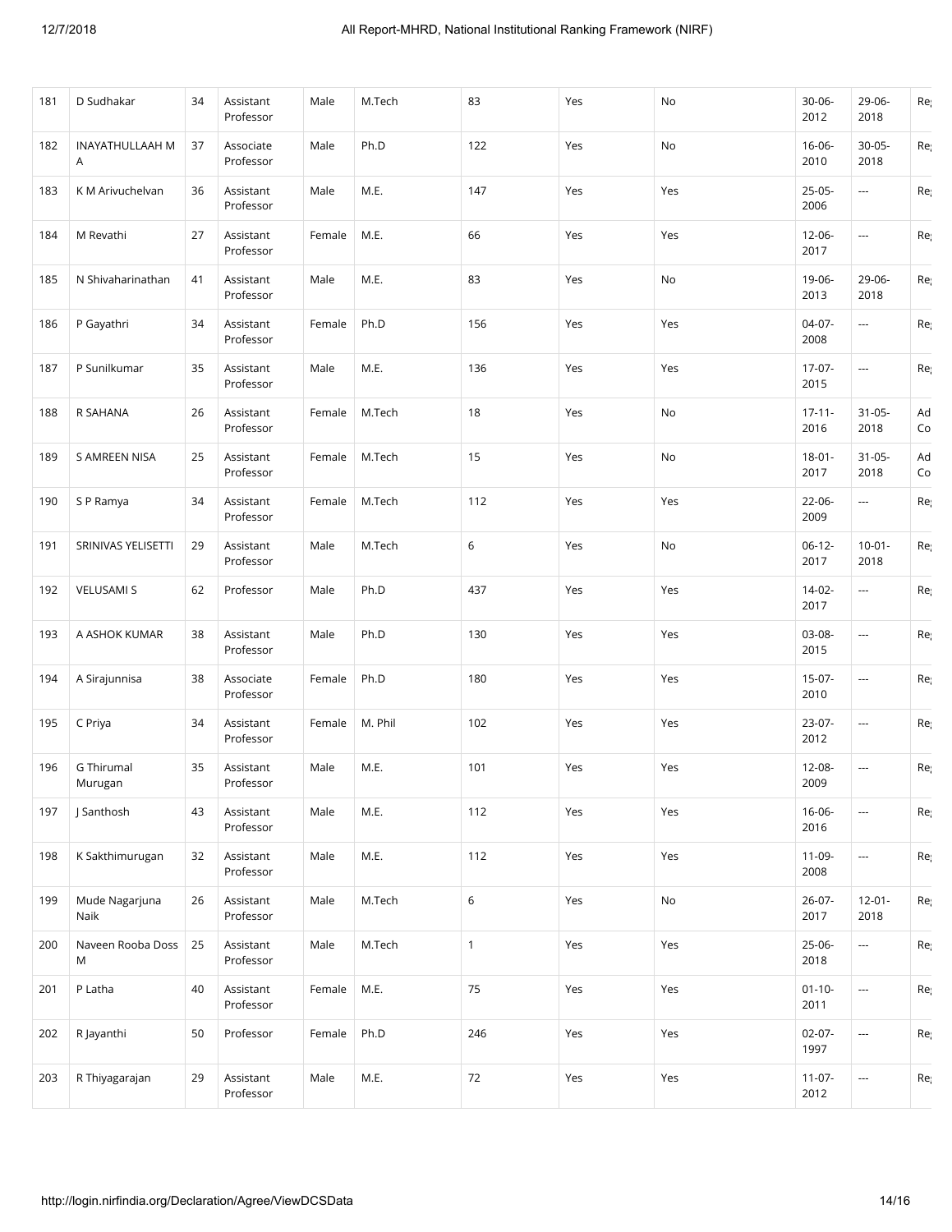| 181 | D Sudhakar | 34 | Assistant Professor | Male | M.Tech | 83 | Yes | No | 30-06-2012 | 29-06-2018 | Re |
|---|---|---|---|---|---|---|---|---|---|---|---|
| 182 | INAYATHULLAAH M A | 37 | Associate Professor | Male | Ph.D | 122 | Yes | No | 16-06-2010 | 30-05-2018 | Re |
| 183 | K M Arivuchelvan | 36 | Assistant Professor | Male | M.E. | 147 | Yes | Yes | 25-05-2006 | --- | Re |
| 184 | M Revathi | 27 | Assistant Professor | Female | M.E. | 66 | Yes | Yes | 12-06-2017 | --- | Re |
| 185 | N Shivaharinathan | 41 | Assistant Professor | Male | M.E. | 83 | Yes | No | 19-06-2013 | 29-06-2018 | Re |
| 186 | P Gayathri | 34 | Assistant Professor | Female | Ph.D | 156 | Yes | Yes | 04-07-2008 | --- | Re |
| 187 | P Sunilkumar | 35 | Assistant Professor | Male | M.E. | 136 | Yes | Yes | 17-07-2015 | --- | Re |
| 188 | R SAHANA | 26 | Assistant Professor | Female | M.Tech | 18 | Yes | No | 17-11-2016 | 31-05-2018 | Ad Co |
| 189 | S AMREEN NISA | 25 | Assistant Professor | Female | M.Tech | 15 | Yes | No | 18-01-2017 | 31-05-2018 | Ad Co |
| 190 | S P Ramya | 34 | Assistant Professor | Female | M.Tech | 112 | Yes | Yes | 22-06-2009 | --- | Re |
| 191 | SRINIVAS YELISETTI | 29 | Assistant Professor | Male | M.Tech | 6 | Yes | No | 06-12-2017 | 10-01-2018 | Re |
| 192 | VELUSAMI S | 62 | Professor | Male | Ph.D | 437 | Yes | Yes | 14-02-2017 | --- | Re |
| 193 | A ASHOK KUMAR | 38 | Assistant Professor | Male | Ph.D | 130 | Yes | Yes | 03-08-2015 | --- | Re |
| 194 | A Sirajunnisa | 38 | Associate Professor | Female | Ph.D | 180 | Yes | Yes | 15-07-2010 | --- | Re |
| 195 | C Priya | 34 | Assistant Professor | Female | M. Phil | 102 | Yes | Yes | 23-07-2012 | --- | Re |
| 196 | G Thirumal Murugan | 35 | Assistant Professor | Male | M.E. | 101 | Yes | Yes | 12-08-2009 | --- | Re |
| 197 | J Santhosh | 43 | Assistant Professor | Male | M.E. | 112 | Yes | Yes | 16-06-2016 | --- | Re |
| 198 | K Sakthimurugan | 32 | Assistant Professor | Male | M.E. | 112 | Yes | Yes | 11-09-2008 | --- | Re |
| 199 | Mude Nagarjuna Naik | 26 | Assistant Professor | Male | M.Tech | 6 | Yes | No | 26-07-2017 | 12-01-2018 | Re |
| 200 | Naveen Rooba Doss M | 25 | Assistant Professor | Male | M.Tech | 1 | Yes | Yes | 25-06-2018 | --- | Re |
| 201 | P Latha | 40 | Assistant Professor | Female | M.E. | 75 | Yes | Yes | 01-10-2011 | --- | Re |
| 202 | R Jayanthi | 50 | Professor | Female | Ph.D | 246 | Yes | Yes | 02-07-1997 | --- | Re |
| 203 | R Thiyagarajan | 29 | Assistant Professor | Male | M.E. | 72 | Yes | Yes | 11-07-2012 | --- | Re |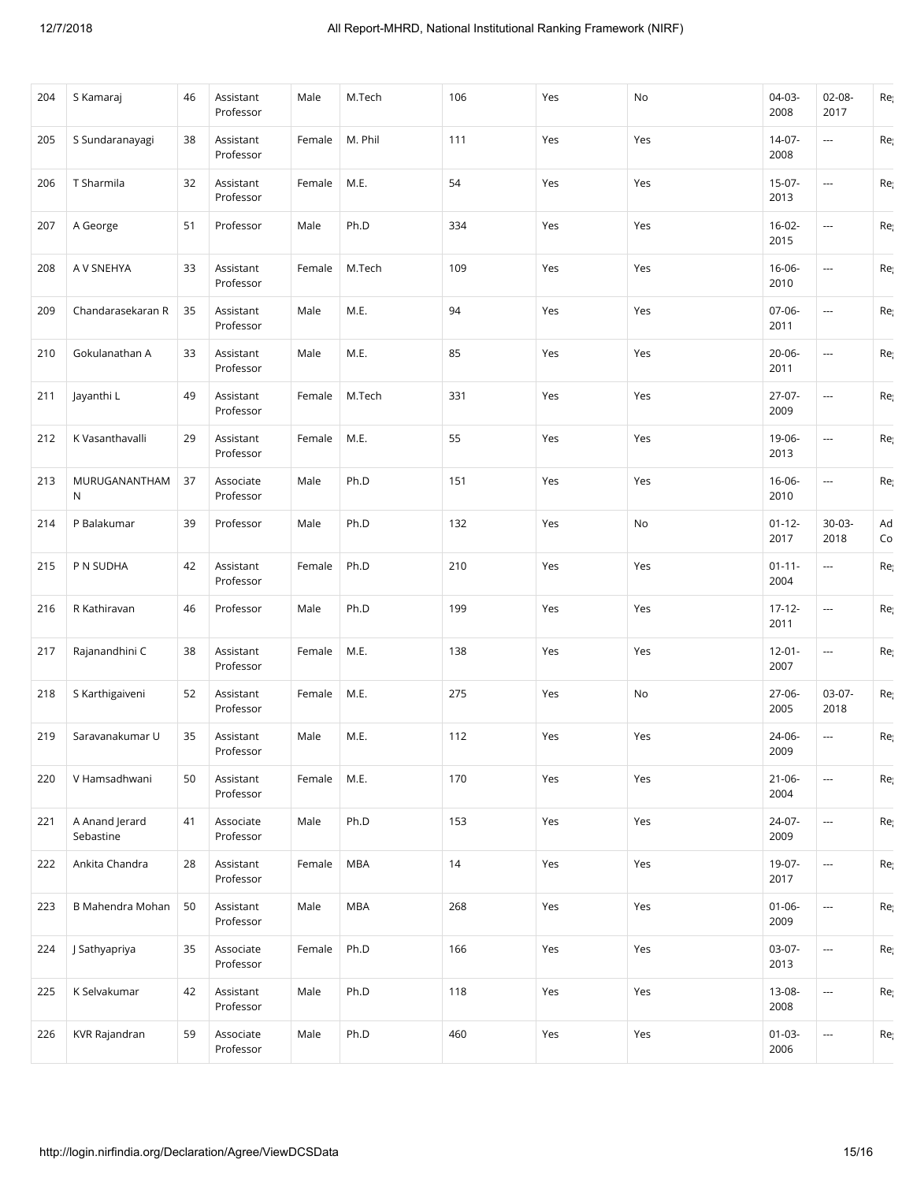| 204 | S Kamaraj | 46 | Assistant Professor | Male | M.Tech | 106 | Yes | No | 04-03-2008 | 02-08-2017 | Re |
|---|---|---|---|---|---|---|---|---|---|---|---|
| 205 | S Sundaranayagi | 38 | Assistant Professor | Female | M. Phil | 111 | Yes | Yes | 14-07-2008 | --- | Re |
| 206 | T Sharmila | 32 | Assistant Professor | Female | M.E. | 54 | Yes | Yes | 15-07-2013 | --- | Re |
| 207 | A George | 51 | Professor | Male | Ph.D | 334 | Yes | Yes | 16-02-2015 | --- | Re |
| 208 | A V SNEHYA | 33 | Assistant Professor | Female | M.Tech | 109 | Yes | Yes | 16-06-2010 | --- | Re |
| 209 | Chandarasekaran R | 35 | Assistant Professor | Male | M.E. | 94 | Yes | Yes | 07-06-2011 | --- | Re |
| 210 | Gokulanathan A | 33 | Assistant Professor | Male | M.E. | 85 | Yes | Yes | 20-06-2011 | --- | Re |
| 211 | Jayanthi L | 49 | Assistant Professor | Female | M.Tech | 331 | Yes | Yes | 27-07-2009 | --- | Re |
| 212 | K Vasanthavalli | 29 | Assistant Professor | Female | M.E. | 55 | Yes | Yes | 19-06-2013 | --- | Re |
| 213 | MURUGANANTHAM N | 37 | Associate Professor | Male | Ph.D | 151 | Yes | Yes | 16-06-2010 | --- | Re |
| 214 | P Balakumar | 39 | Professor | Male | Ph.D | 132 | Yes | No | 01-12-2017 | 30-03-2018 | Ad Co |
| 215 | P N SUDHA | 42 | Assistant Professor | Female | Ph.D | 210 | Yes | Yes | 01-11-2004 | --- | Re |
| 216 | R Kathiravan | 46 | Professor | Male | Ph.D | 199 | Yes | Yes | 17-12-2011 | --- | Re |
| 217 | Rajanandhini C | 38 | Assistant Professor | Female | M.E. | 138 | Yes | Yes | 12-01-2007 | --- | Re |
| 218 | S Karthigaiveni | 52 | Assistant Professor | Female | M.E. | 275 | Yes | No | 27-06-2005 | 03-07-2018 | Re |
| 219 | Saravanakumar U | 35 | Assistant Professor | Male | M.E. | 112 | Yes | Yes | 24-06-2009 | --- | Re |
| 220 | V Hamsadhwani | 50 | Assistant Professor | Female | M.E. | 170 | Yes | Yes | 21-06-2004 | --- | Re |
| 221 | A Anand Jerard Sebastine | 41 | Associate Professor | Male | Ph.D | 153 | Yes | Yes | 24-07-2009 | --- | Re |
| 222 | Ankita Chandra | 28 | Assistant Professor | Female | MBA | 14 | Yes | Yes | 19-07-2017 | --- | Re |
| 223 | B Mahendra Mohan | 50 | Assistant Professor | Male | MBA | 268 | Yes | Yes | 01-06-2009 | --- | Re |
| 224 | J Sathyapriya | 35 | Associate Professor | Female | Ph.D | 166 | Yes | Yes | 03-07-2013 | --- | Re |
| 225 | K Selvakumar | 42 | Assistant Professor | Male | Ph.D | 118 | Yes | Yes | 13-08-2008 | --- | Re |
| 226 | KVR Rajandran | 59 | Associate Professor | Male | Ph.D | 460 | Yes | Yes | 01-03-2006 | --- | Re |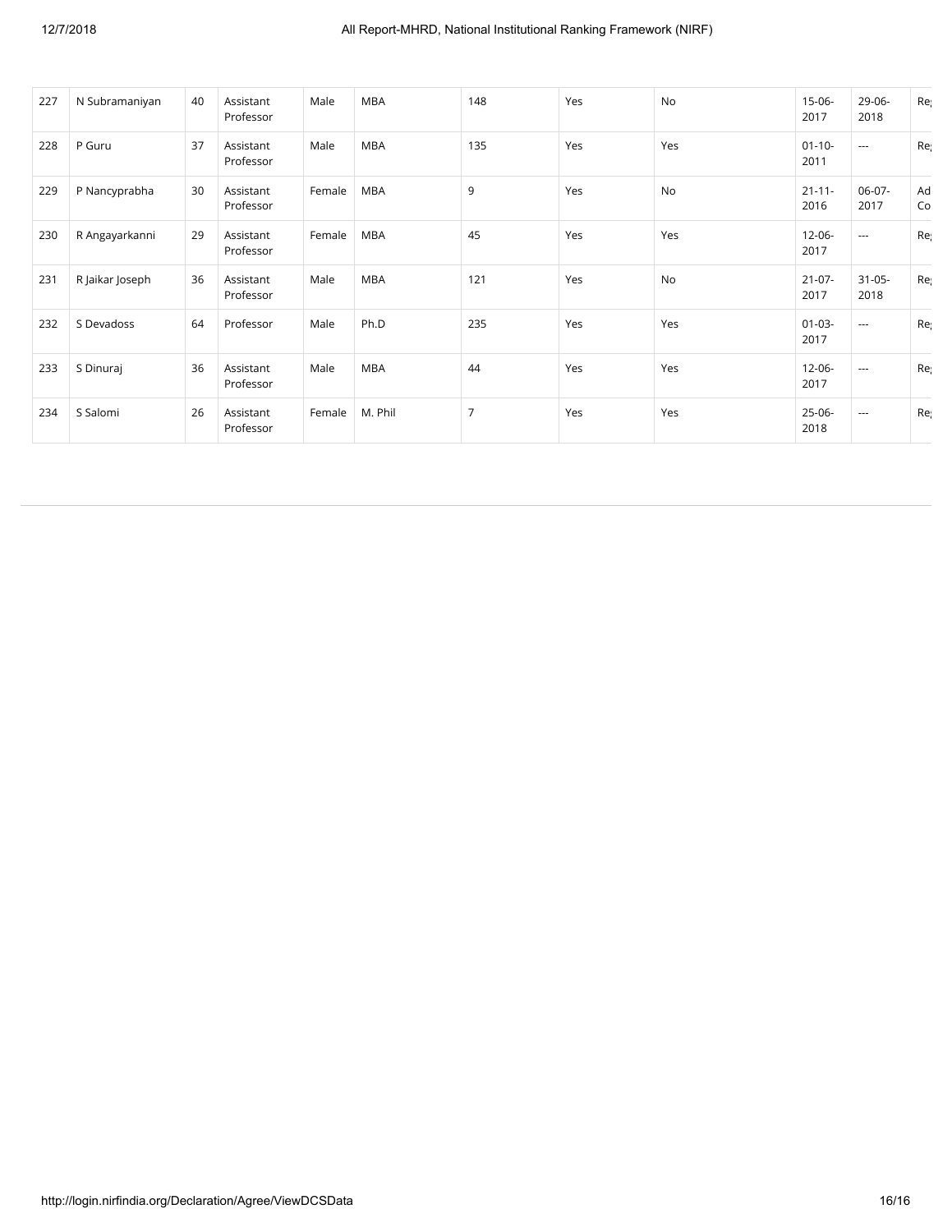| | | | | | | | | | | | |
|---|---|---|---|---|---|---|---|---|---|---|---|
| 227 | N Subramaniyan | 40 | Assistant Professor | Male | MBA | 148 | Yes | No | 15-06-2017 | 29-06-2018 | Re |
| 228 | P Guru | 37 | Assistant Professor | Male | MBA | 135 | Yes | Yes | 01-10-2011 | --- | Re |
| 229 | P Nancyprabha | 30 | Assistant Professor | Female | MBA | 9 | Yes | No | 21-11-2016 | 06-07-2017 | Ad Co |
| 230 | R Angayarkanni | 29 | Assistant Professor | Female | MBA | 45 | Yes | Yes | 12-06-2017 | --- | Re |
| 231 | R Jaikar Joseph | 36 | Assistant Professor | Male | MBA | 121 | Yes | No | 21-07-2017 | 31-05-2018 | Re |
| 232 | S Devadoss | 64 | Professor | Male | Ph.D | 235 | Yes | Yes | 01-03-2017 | --- | Re |
| 233 | S Dinuraj | 36 | Assistant Professor | Male | MBA | 44 | Yes | Yes | 12-06-2017 | --- | Re |
| 234 | S Salomi | 26 | Assistant Professor | Female | M. Phil | 7 | Yes | Yes | 25-06-2018 | --- | Re |